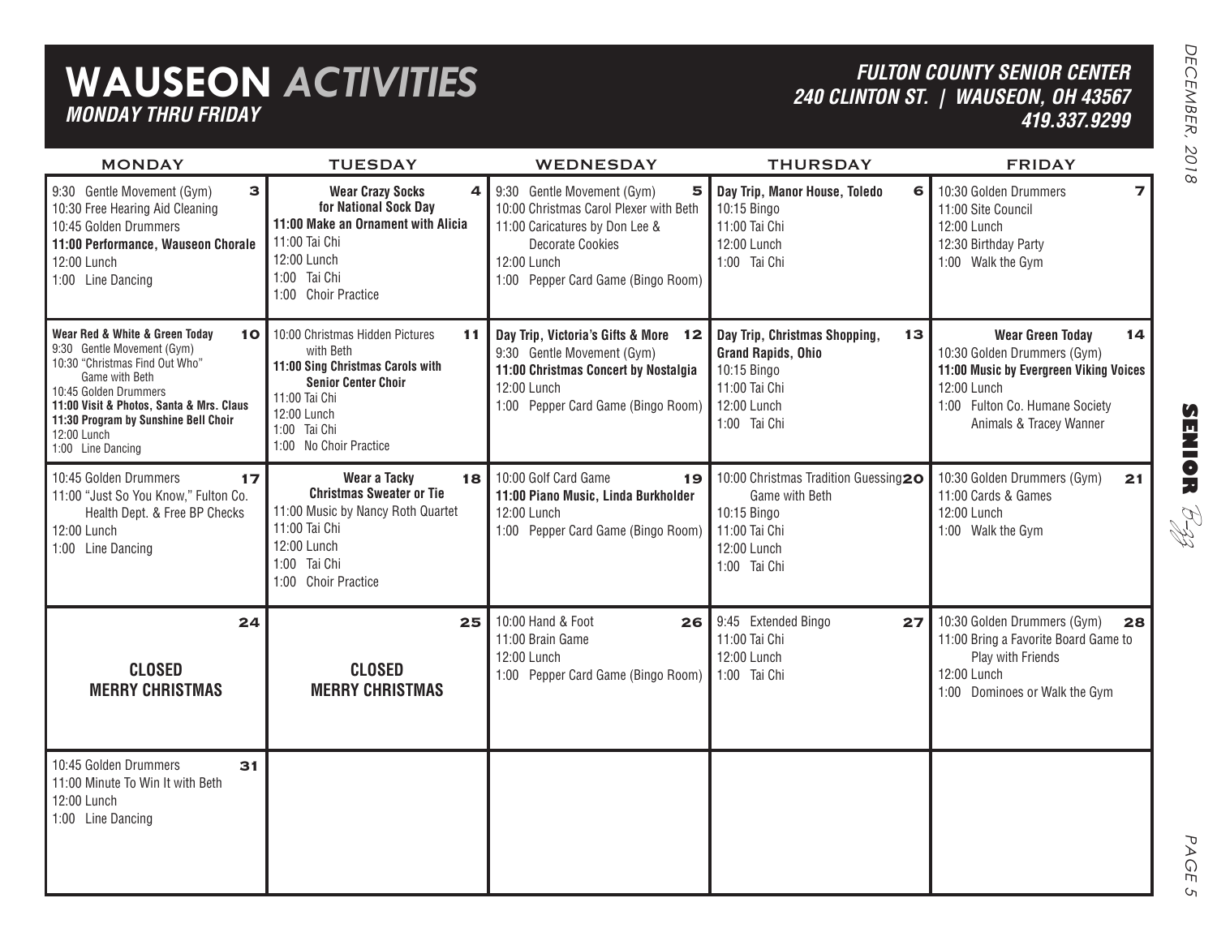# WAUSEON *ACTIVITIES*

***MONDAY THRU FRIDAY***

***FULTON COUNTY SENIOR CENTER***
***240 CLINTON ST. | WAUSEON, OH 43567***
***419.337.9299***

| MONDAY | TUESDAY | WEDNESDAY | THURSDAY | FRIDAY |
|---|---|---|---|---|
| **3**<br>9:30 Gentle Movement (Gym)<br>10:30 Free Hearing Aid Cleaning<br>10:45 Golden Drummers<br>**11:00 Performance, Wauseon Chorale**<br>12:00 Lunch<br>1:00 Line Dancing | **4**<br>**Wear Crazy Socks for National Sock Day**<br>**11:00 Make an Ornament with Alicia**<br>11:00 Tai Chi<br>12:00 Lunch<br>1:00 Tai Chi<br>1:00 Choir Practice | **5**<br>9:30 Gentle Movement (Gym)<br>10:00 Christmas Carol Plexer with Beth<br>11:00 Caricatures by Don Lee & Decorate Cookies<br>12:00 Lunch<br>1:00 Pepper Card Game (Bingo Room) | **6**<br>**Day Trip, Manor House, Toledo**<br>10:15 Bingo<br>11:00 Tai Chi<br>12:00 Lunch<br>1:00 Tai Chi | **7**<br>10:30 Golden Drummers<br>11:00 Site Council<br>12:00 Lunch<br>12:30 Birthday Party<br>1:00 Walk the Gym |
| **10**<br>**Wear Red & White & Green Today**<br>9:30 Gentle Movement (Gym)<br>10:30 "Christmas Find Out Who" Game with Beth<br>10:45 Golden Drummers<br>**11:00 Visit & Photos, Santa & Mrs. Claus**<br>**11:30 Program by Sunshine Bell Choir**<br>12:00 Lunch<br>1:00 Line Dancing | **11**<br>10:00 Christmas Hidden Pictures with Beth<br>**11:00 Sing Christmas Carols with Senior Center Choir**<br>11:00 Tai Chi<br>12:00 Lunch<br>1:00 Tai Chi<br>1:00 No Choir Practice | **12**<br>**Day Trip, Victoria's Gifts & More**<br>9:30 Gentle Movement (Gym)<br>**11:00 Christmas Concert by Nostalgia**<br>12:00 Lunch<br>1:00 Pepper Card Game (Bingo Room) | **13**<br>**Day Trip, Christmas Shopping, Grand Rapids, Ohio**<br>10:15 Bingo<br>11:00 Tai Chi<br>12:00 Lunch<br>1:00 Tai Chi | **14**<br>**Wear Green Today**<br>10:30 Golden Drummers (Gym)<br>**11:00 Music by Evergreen Viking Voices**<br>12:00 Lunch<br>1:00 Fulton Co. Humane Society Animals & Tracey Wanner |
| **17**<br>10:45 Golden Drummers<br>11:00 "Just So You Know," Fulton Co. Health Dept. & Free BP Checks<br>12:00 Lunch<br>1:00 Line Dancing | **18**<br>**Wear a Tacky Christmas Sweater or Tie**<br>11:00 Music by Nancy Roth Quartet<br>11:00 Tai Chi<br>12:00 Lunch<br>1:00 Tai Chi<br>1:00 Choir Practice | **19**<br>10:00 Golf Card Game<br>**11:00 Piano Music, Linda Burkholder**<br>12:00 Lunch<br>1:00 Pepper Card Game (Bingo Room) | **20**<br>10:00 Christmas Tradition Guessing Game with Beth<br>10:15 Bingo<br>11:00 Tai Chi<br>12:00 Lunch<br>1:00 Tai Chi | **21**<br>10:30 Golden Drummers (Gym)<br>11:00 Cards & Games<br>12:00 Lunch<br>1:00 Walk the Gym |
| **24**<br>**CLOSED**<br>**MERRY CHRISTMAS** | **25**<br>**CLOSED**<br>**MERRY CHRISTMAS** | **26**<br>10:00 Hand & Foot<br>11:00 Brain Game<br>12:00 Lunch<br>1:00 Pepper Card Game (Bingo Room) | **27**<br>9:45 Extended Bingo<br>11:00 Tai Chi<br>12:00 Lunch<br>1:00 Tai Chi | **28**<br>10:30 Golden Drummers (Gym)<br>11:00 Bring a Favorite Board Game to Play with Friends<br>12:00 Lunch<br>1:00 Dominoes or Walk the Gym |
| **31**<br>10:45 Golden Drummers<br>11:00 Minute To Win It with Beth<br>12:00 Lunch<br>1:00 Line Dancing | | | | |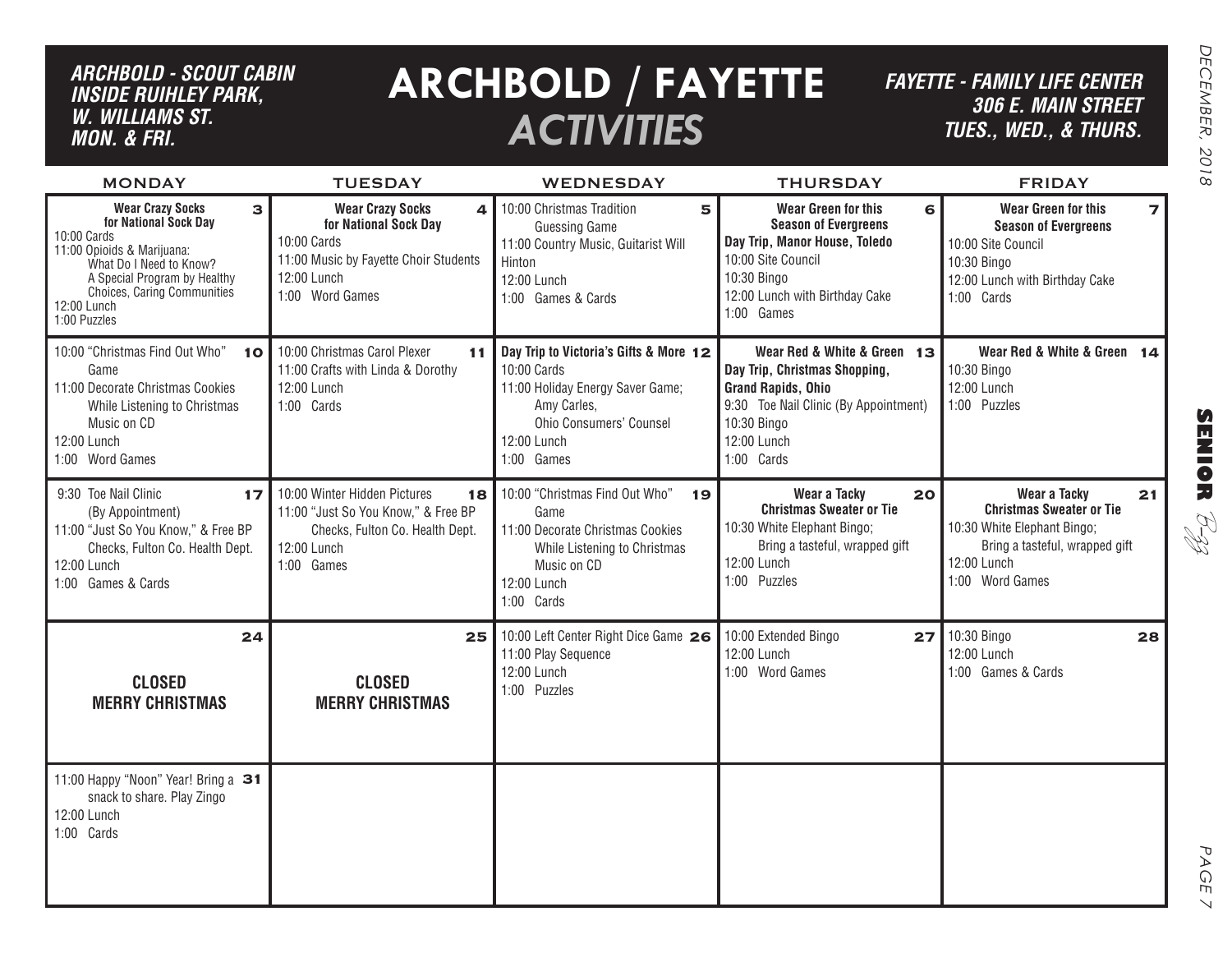# ARCHBOLD / FAYETTE *ACTIVITIES*

***ARCHBOLD - SCOUT CABIN INSIDE RUIHLEY PARK, W. WILLIAMS ST. MON. & FRI.***

***FAYETTE - FAMILY LIFE CENTER 306 E. MAIN STREET TUES., WED., & THURS.***

| MONDAY | TUESDAY | WEDNESDAY | THURSDAY | FRIDAY |
|---|---|---|---|---|
| **3** **Wear Crazy Socks for National Sock Day**<br>10:00 Cards<br>11:00 Opioids & Marijuana: What Do I Need to Know? A Special Program by Healthy Choices, Caring Communities<br>12:00 Lunch<br>1:00 Puzzles | **4** **Wear Crazy Socks for National Sock Day**<br>10:00 Cards<br>11:00 Music by Fayette Choir Students<br>12:00 Lunch<br>1:00 Word Games | **5** 10:00 Christmas Tradition Guessing Game<br>11:00 Country Music, Guitarist Will Hinton<br>12:00 Lunch<br>1:00 Games & Cards | **6** **Wear Green for this Season of Evergreens**<br>**Day Trip, Manor House, Toledo**<br>10:00 Site Council<br>10:30 Bingo<br>12:00 Lunch with Birthday Cake<br>1:00 Games | **7** **Wear Green for this Season of Evergreens**<br>10:00 Site Council<br>10:30 Bingo<br>12:00 Lunch with Birthday Cake<br>1:00 Cards |
| **10** 10:00 "Christmas Find Out Who" Game<br>11:00 Decorate Christmas Cookies While Listening to Christmas Music on CD<br>12:00 Lunch<br>1:00 Word Games | **11** 10:00 Christmas Carol Plexer<br>11:00 Crafts with Linda & Dorothy<br>12:00 Lunch<br>1:00 Cards | **12** **Day Trip to Victoria's Gifts & More**<br>10:00 Cards<br>11:00 Holiday Energy Saver Game; Amy Carles, Ohio Consumers' Counsel<br>12:00 Lunch<br>1:00 Games | **13** **Wear Red & White & Green**<br>**Day Trip, Christmas Shopping, Grand Rapids, Ohio**<br>9:30 Toe Nail Clinic (By Appointment)<br>10:30 Bingo<br>12:00 Lunch<br>1:00 Cards | **14** **Wear Red & White & Green**<br>10:30 Bingo<br>12:00 Lunch<br>1:00 Puzzles |
| **17** 9:30 Toe Nail Clinic (By Appointment)<br>11:00 "Just So You Know," & Free BP Checks, Fulton Co. Health Dept.<br>12:00 Lunch<br>1:00 Games & Cards | **18** 10:00 Winter Hidden Pictures<br>11:00 "Just So You Know," & Free BP Checks, Fulton Co. Health Dept.<br>12:00 Lunch<br>1:00 Games | **19** 10:00 "Christmas Find Out Who" Game<br>11:00 Decorate Christmas Cookies While Listening to Christmas Music on CD<br>12:00 Lunch<br>1:00 Cards | **20** **Wear a Tacky Christmas Sweater or Tie**<br>10:30 White Elephant Bingo; Bring a tasteful, wrapped gift<br>12:00 Lunch<br>1:00 Puzzles | **21** **Wear a Tacky Christmas Sweater or Tie**<br>10:30 White Elephant Bingo; Bring a tasteful, wrapped gift<br>12:00 Lunch<br>1:00 Word Games |
| **24** **CLOSED MERRY CHRISTMAS** | **25** **CLOSED MERRY CHRISTMAS** | **26** 10:00 Left Center Right Dice Game<br>11:00 Play Sequence<br>12:00 Lunch<br>1:00 Puzzles | **27** 10:00 Extended Bingo<br>12:00 Lunch<br>1:00 Word Games | **28** 10:30 Bingo<br>12:00 Lunch<br>1:00 Games & Cards |
| **31** 11:00 Happy "Noon" Year! Bring a snack to share. Play Zingo<br>12:00 Lunch<br>1:00 Cards | | | | |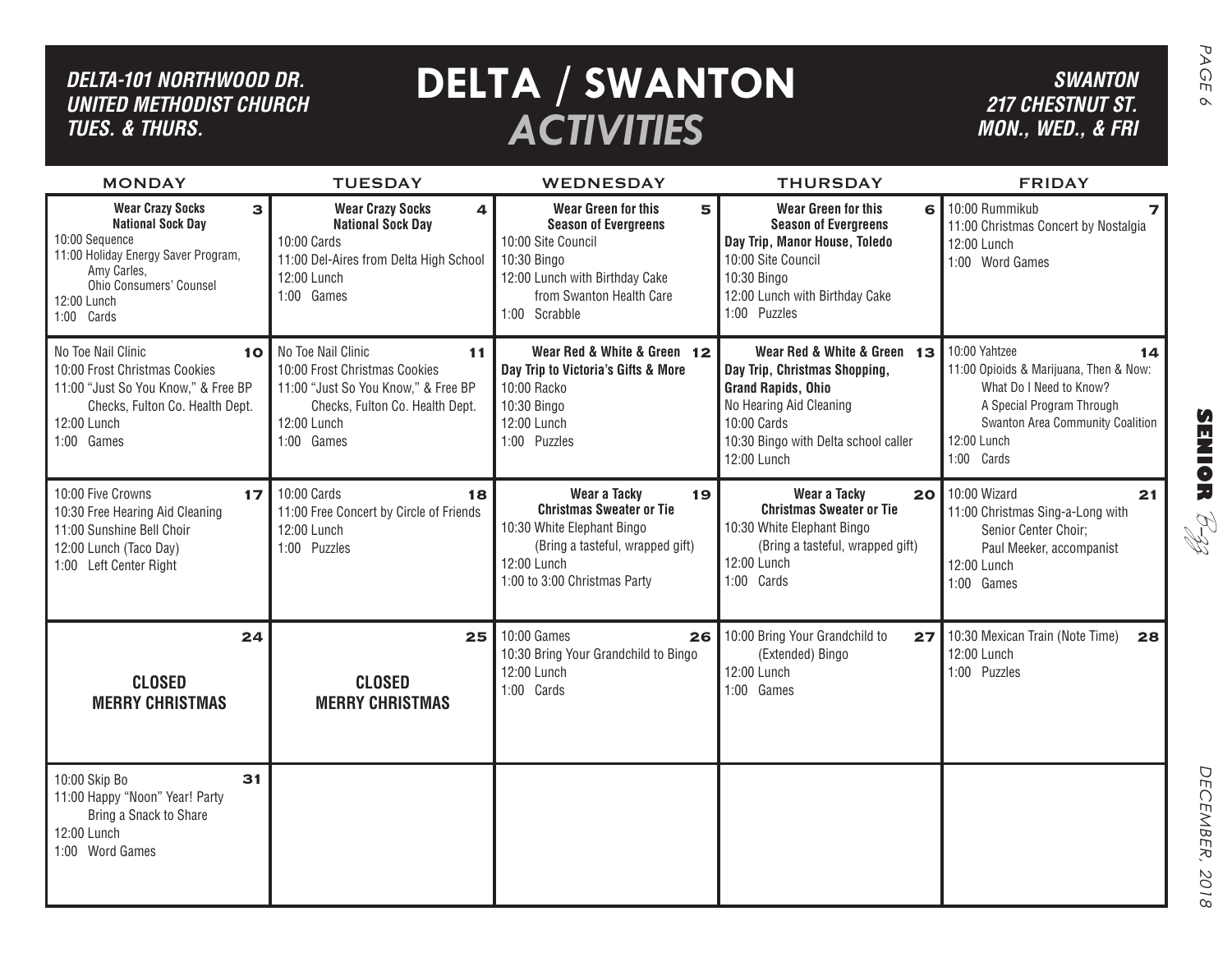**DELTA-101 NORTHWOOD DR.**
**UNITED METHODIST CHURCH**
**TUES. & THURS.**

# DELTA / SWANTON *ACTIVITIES*

**SWANTON**
**217 CHESTNUT ST.**
**MON., WED., & FRI**

| MONDAY | TUESDAY | WEDNESDAY | THURSDAY | FRIDAY |
|---|---|---|---|---|
| **3** **Wear Crazy Socks National Sock Day**<br>10:00 Sequence<br>11:00 Holiday Energy Saver Program, Amy Carles, Ohio Consumers' Counsel<br>12:00 Lunch<br>1:00 Cards | **4** **Wear Crazy Socks National Sock Day**<br>10:00 Cards<br>11:00 Del-Aires from Delta High School<br>12:00 Lunch<br>1:00 Games | **5** **Wear Green for this Season of Evergreens**<br>10:00 Site Council<br>10:30 Bingo<br>12:00 Lunch with Birthday Cake from Swanton Health Care<br>1:00 Scrabble | **6** **Wear Green for this Season of Evergreens**<br>**Day Trip, Manor House, Toledo**<br>10:00 Site Council<br>10:30 Bingo<br>12:00 Lunch with Birthday Cake<br>1:00 Puzzles | **7** 10:00 Rummikub<br>11:00 Christmas Concert by Nostalgia<br>12:00 Lunch<br>1:00 Word Games |
| **10** No Toe Nail Clinic<br>10:00 Frost Christmas Cookies<br>11:00 "Just So You Know," & Free BP Checks, Fulton Co. Health Dept.<br>12:00 Lunch<br>1:00 Games | **11** No Toe Nail Clinic<br>10:00 Frost Christmas Cookies<br>11:00 "Just So You Know," & Free BP Checks, Fulton Co. Health Dept.<br>12:00 Lunch<br>1:00 Games | **12** **Wear Red & White & Green**<br>**Day Trip to Victoria's Gifts & More**<br>10:00 Racko<br>10:30 Bingo<br>12:00 Lunch<br>1:00 Puzzles | **13** **Wear Red & White & Green**<br>**Day Trip, Christmas Shopping, Grand Rapids, Ohio**<br>No Hearing Aid Cleaning<br>10:00 Cards<br>10:30 Bingo with Delta school caller<br>12:00 Lunch | **14** 10:00 Yahtzee<br>11:00 Opioids & Marijuana, Then & Now: What Do I Need to Know? A Special Program Through Swanton Area Community Coalition<br>12:00 Lunch<br>1:00 Cards |
| **17** 10:00 Five Crowns<br>10:30 Free Hearing Aid Cleaning<br>11:00 Sunshine Bell Choir<br>12:00 Lunch (Taco Day)<br>1:00 Left Center Right | **18** 10:00 Cards<br>11:00 Free Concert by Circle of Friends<br>12:00 Lunch<br>1:00 Puzzles | **19** **Wear a Tacky Christmas Sweater or Tie**<br>10:30 White Elephant Bingo (Bring a tasteful, wrapped gift)<br>12:00 Lunch<br>1:00 to 3:00 Christmas Party | **20** **Wear a Tacky Christmas Sweater or Tie**<br>10:30 White Elephant Bingo (Bring a tasteful, wrapped gift)<br>12:00 Lunch<br>1:00 Cards | **21** 10:00 Wizard<br>11:00 Christmas Sing-a-Long with Senior Center Choir; Paul Meeker, accompanist<br>12:00 Lunch<br>1:00 Games |
| **24** **CLOSED MERRY CHRISTMAS** | **25** **CLOSED MERRY CHRISTMAS** | **26** 10:00 Games<br>10:30 Bring Your Grandchild to Bingo<br>12:00 Lunch<br>1:00 Cards | **27** 10:00 Bring Your Grandchild to (Extended) Bingo<br>12:00 Lunch<br>1:00 Games | **28** 10:30 Mexican Train (Note Time)<br>12:00 Lunch<br>1:00 Puzzles |
| **31** 10:00 Skip Bo<br>11:00 Happy "Noon" Year! Party Bring a Snack to Share<br>12:00 Lunch<br>1:00 Word Games | | | | |